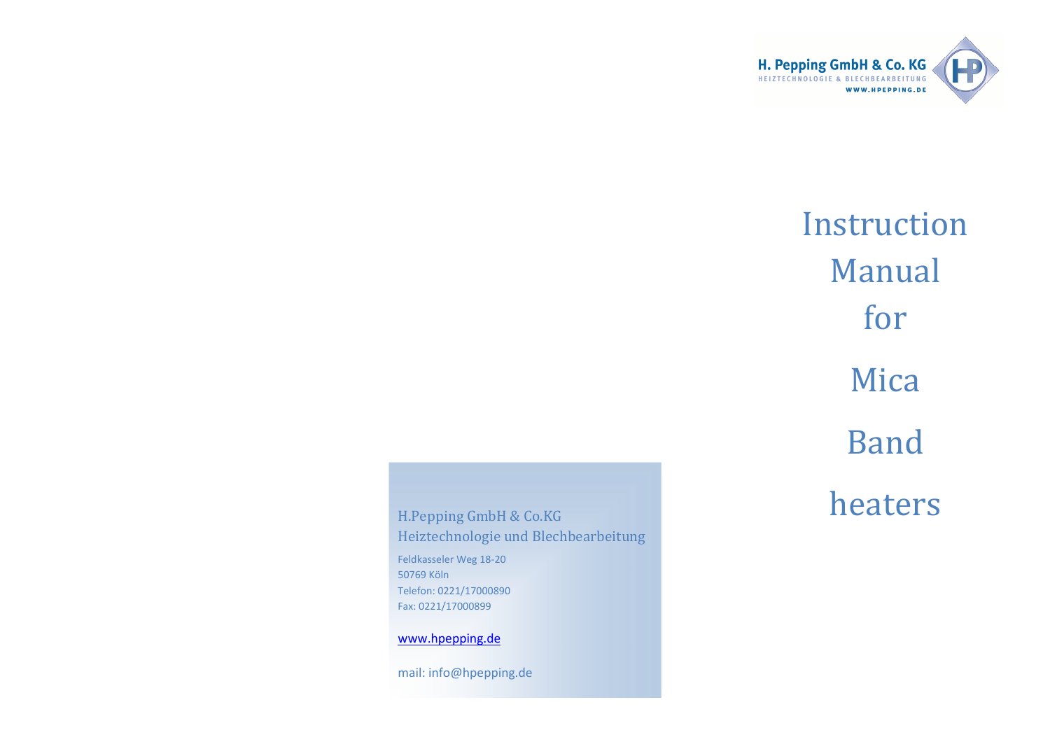H. Pepping GmbH & Co. KG
HEIZTECHNOLOGIE & BLECHBEARBEITUNG
WWW.HPEPPING.DE

H.Pepping GmbH & Co.KG
Heiztechnologie und Blechbearbeitung

Feldkasseler Weg 18-20
50769 Köln
Telefon: 0221/17000890
Fax: 0221/17000899

www.hpepping.de

mail: info@hpepping.de

# Instruction Manual for Mica Band heaters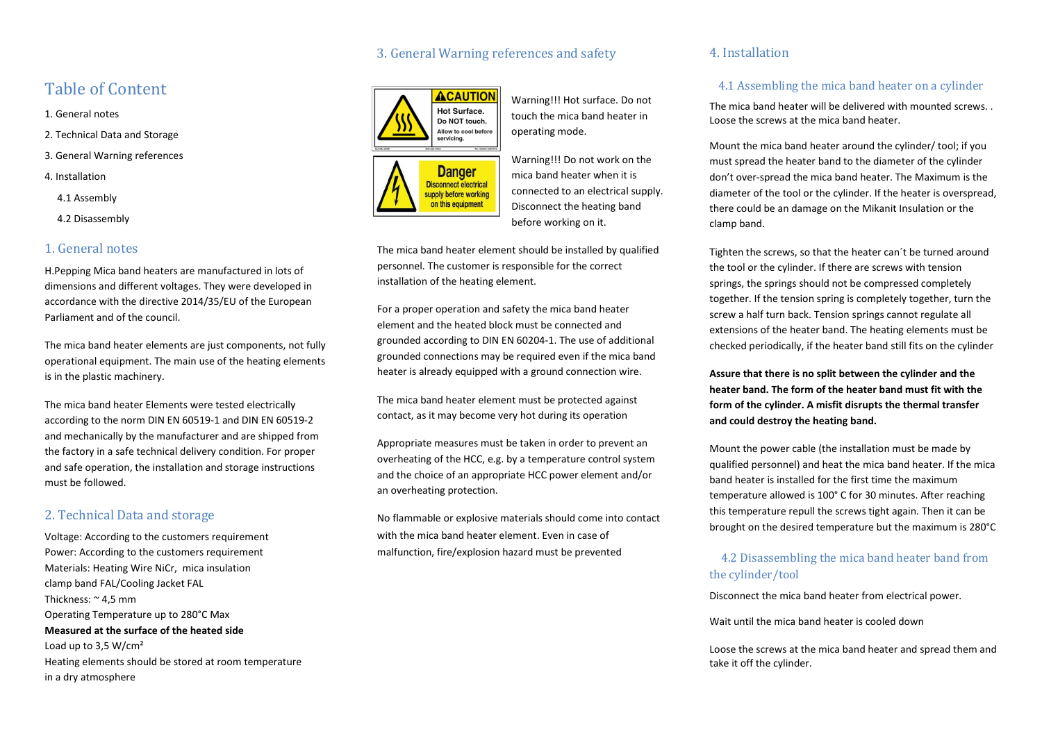# Table of Content

1. General notes
2. Technical Data and Storage
3. General Warning references
4. Installation
   4.1 Assembly
   4.2 Disassembly

## 1. General notes

H.Pepping Mica band heaters are manufactured in lots of dimensions and different voltages. They were developed in accordance with the directive 2014/35/EU of the European Parliament and of the council.

The mica band heater elements are just components, not fully operational equipment. The main use of the heating elements is in the plastic machinery.

The mica band heater Elements were tested electrically according to the norm DIN EN 60519-1 and DIN EN 60519-2 and mechanically by the manufacturer and are shipped from the factory in a safe technical delivery condition. For proper and safe operation, the installation and storage instructions must be followed.

## 2. Technical Data and storage

Voltage: According to the customers requirement
Power: According to the customers requirement
Materials: Heating Wire NiCr, mica insulation
clamp band FAL/Cooling Jacket FAL
Thickness: ~ 4,5 mm
Operating Temperature up to 280°C Max
**Measured at the surface of the heated side**
Load up to 3,5 W/cm²
Heating elements should be stored at room temperature in a dry atmosphere

## 3. General Warning references and safety

⚠CAUTION Hot Surface. Do NOT touch. Allow to cool before servicing.

Warning!!! Hot surface. Do not touch the mica band heater in operating mode.

Danger Disconnect electrical supply before working on this equipment

Warning!!! Do not work on the mica band heater when it is connected to an electrical supply. Disconnect the heating band before working on it.

The mica band heater element should be installed by qualified personnel. The customer is responsible for the correct installation of the heating element.

For a proper operation and safety the mica band heater element and the heated block must be connected and grounded according to DIN EN 60204-1. The use of additional grounded connections may be required even if the mica band heater is already equipped with a ground connection wire.

The mica band heater element must be protected against contact, as it may become very hot during its operation

Appropriate measures must be taken in order to prevent an overheating of the HCC, e.g. by a temperature control system and the choice of an appropriate HCC power element and/or an overheating protection.

No flammable or explosive materials should come into contact with the mica band heater element. Even in case of malfunction, fire/explosion hazard must be prevented

## 4. Installation

### 4.1 Assembling the mica band heater on a cylinder

The mica band heater will be delivered with mounted screws. . Loose the screws at the mica band heater.

Mount the mica band heater around the cylinder/ tool; if you must spread the heater band to the diameter of the cylinder don't over-spread the mica band heater. The Maximum is the diameter of the tool or the cylinder. If the heater is overspread, there could be an damage on the Mikanit Insulation or the clamp band.

Tighten the screws, so that the heater can´t be turned around the tool or the cylinder. If there are screws with tension springs, the springs should not be compressed completely together. If the tension spring is completely together, turn the screw a half turn back. Tension springs cannot regulate all extensions of the heater band. The heating elements must be checked periodically, if the heater band still fits on the cylinder

**Assure that there is no split between the cylinder and the heater band. The form of the heater band must fit with the form of the cylinder. A misfit disrupts the thermal transfer and could destroy the heating band.**

Mount the power cable (the installation must be made by qualified personnel) and heat the mica band heater. If the mica band heater is installed for the first time the maximum temperature allowed is 100° C for 30 minutes. After reaching this temperature repull the screws tight again. Then it can be brought on the desired temperature but the maximum is 280°C

### 4.2 Disassembling the mica band heater band from the cylinder/tool

Disconnect the mica band heater from electrical power.

Wait until the mica band heater is cooled down

Loose the screws at the mica band heater and spread them and take it off the cylinder.